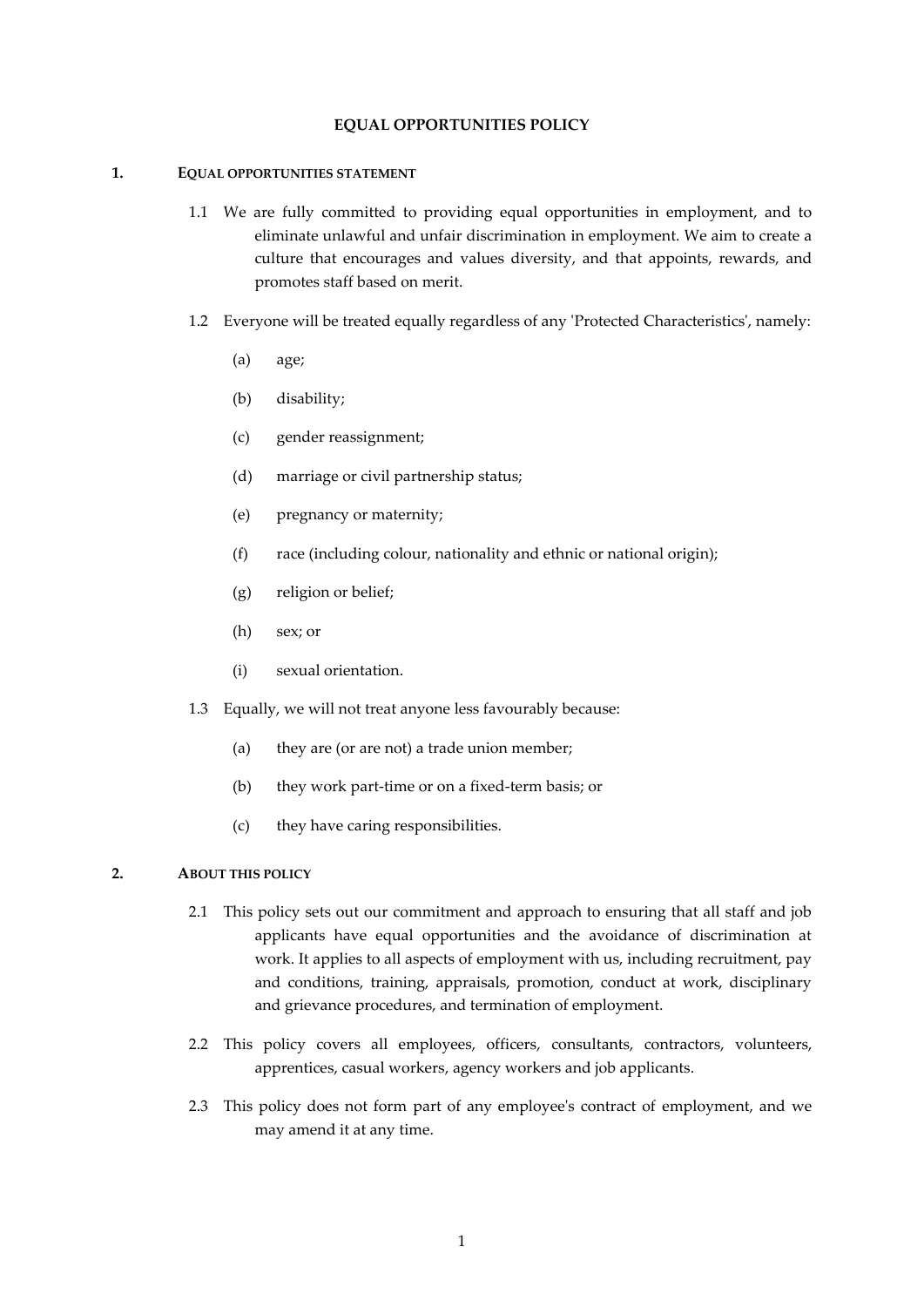# EQUAL OPPORTUNITIES POLICY

## 1. EQUAL OPPORTUNITIES STATEMENT

1.1 We are fully committed to providing equal opportunities in employment, and to eliminate unlawful and unfair discrimination in employment. We aim to create a culture that encourages and values diversity, and that appoints, rewards, and promotes staff based on merit.

1.2 Everyone will be treated equally regardless of any 'Protected Characteristics', namely:

(a) age;

(b) disability;

(c) gender reassignment;

(d) marriage or civil partnership status;

(e) pregnancy or maternity;

(f) race (including colour, nationality and ethnic or national origin);

(g) religion or belief;

(h) sex; or

(i) sexual orientation.

1.3 Equally, we will not treat anyone less favourably because:

(a) they are (or are not) a trade union member;

(b) they work part-time or on a fixed-term basis; or

(c) they have caring responsibilities.

## 2. ABOUT THIS POLICY

2.1 This policy sets out our commitment and approach to ensuring that all staff and job applicants have equal opportunities and the avoidance of discrimination at work. It applies to all aspects of employment with us, including recruitment, pay and conditions, training, appraisals, promotion, conduct at work, disciplinary and grievance procedures, and termination of employment.

2.2 This policy covers all employees, officers, consultants, contractors, volunteers, apprentices, casual workers, agency workers and job applicants.

2.3 This policy does not form part of any employee's contract of employment, and we may amend it at any time.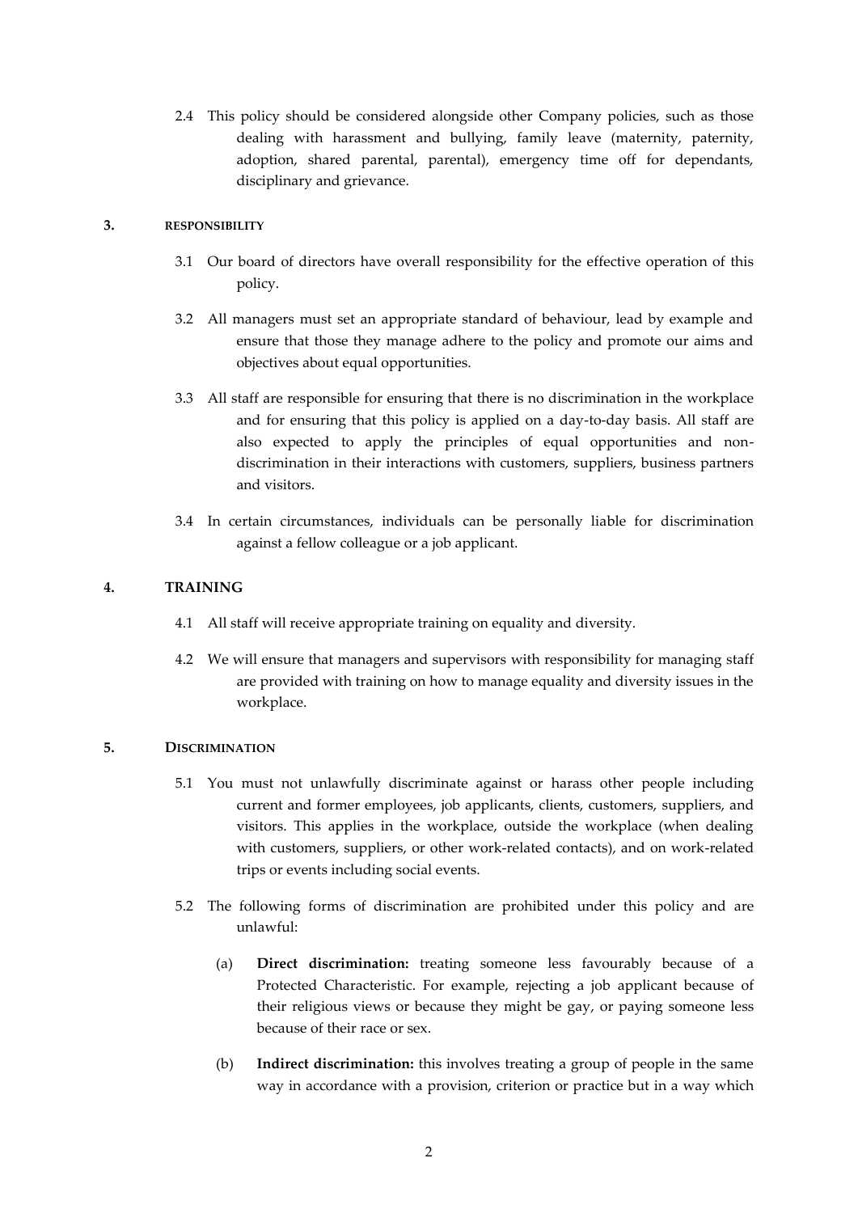2.4 This policy should be considered alongside other Company policies, such as those dealing with harassment and bullying, family leave (maternity, paternity, adoption, shared parental, parental), emergency time off for dependants, disciplinary and grievance.

## 3. RESPONSIBILITY

3.1 Our board of directors have overall responsibility for the effective operation of this policy.

3.2 All managers must set an appropriate standard of behaviour, lead by example and ensure that those they manage adhere to the policy and promote our aims and objectives about equal opportunities.

3.3 All staff are responsible for ensuring that there is no discrimination in the workplace and for ensuring that this policy is applied on a day-to-day basis. All staff are also expected to apply the principles of equal opportunities and non-discrimination in their interactions with customers, suppliers, business partners and visitors.

3.4 In certain circumstances, individuals can be personally liable for discrimination against a fellow colleague or a job applicant.

## 4. TRAINING

4.1 All staff will receive appropriate training on equality and diversity.

4.2 We will ensure that managers and supervisors with responsibility for managing staff are provided with training on how to manage equality and diversity issues in the workplace.

## 5. DISCRIMINATION

5.1 You must not unlawfully discriminate against or harass other people including current and former employees, job applicants, clients, customers, suppliers, and visitors. This applies in the workplace, outside the workplace (when dealing with customers, suppliers, or other work-related contacts), and on work-related trips or events including social events.

5.2 The following forms of discrimination are prohibited under this policy and are unlawful:

(a) **Direct discrimination:** treating someone less favourably because of a Protected Characteristic. For example, rejecting a job applicant because of their religious views or because they might be gay, or paying someone less because of their race or sex.

(b) **Indirect discrimination:** this involves treating a group of people in the same way in accordance with a provision, criterion or practice but in a way which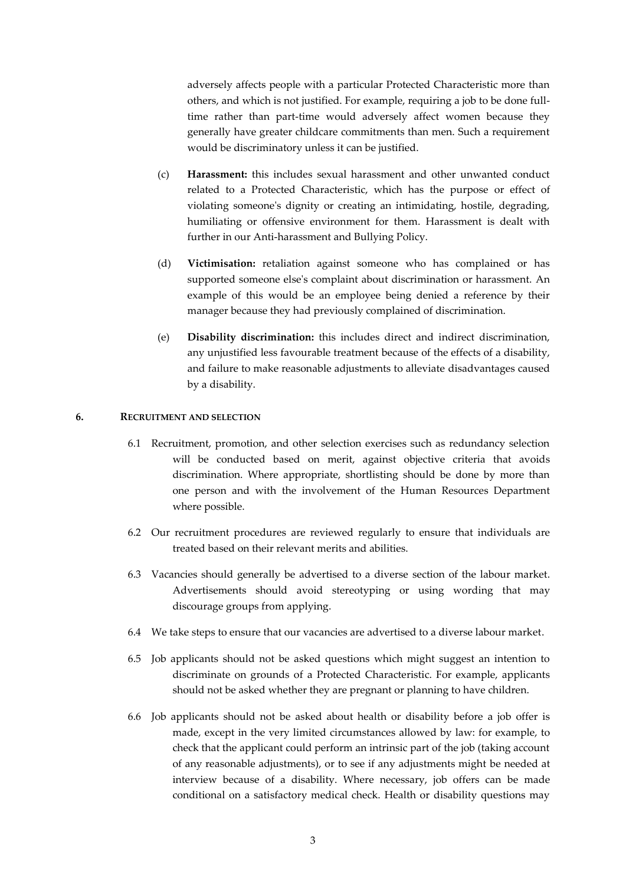adversely affects people with a particular Protected Characteristic more than others, and which is not justified. For example, requiring a job to be done full-time rather than part-time would adversely affect women because they generally have greater childcare commitments than men. Such a requirement would be discriminatory unless it can be justified.

(c) **Harassment:** this includes sexual harassment and other unwanted conduct related to a Protected Characteristic, which has the purpose or effect of violating someone's dignity or creating an intimidating, hostile, degrading, humiliating or offensive environment for them. Harassment is dealt with further in our Anti-harassment and Bullying Policy.

(d) **Victimisation:** retaliation against someone who has complained or has supported someone else's complaint about discrimination or harassment. An example of this would be an employee being denied a reference by their manager because they had previously complained of discrimination.

(e) **Disability discrimination:** this includes direct and indirect discrimination, any unjustified less favourable treatment because of the effects of a disability, and failure to make reasonable adjustments to alleviate disadvantages caused by a disability.

## 6. RECRUITMENT AND SELECTION

6.1 Recruitment, promotion, and other selection exercises such as redundancy selection will be conducted based on merit, against objective criteria that avoids discrimination. Where appropriate, shortlisting should be done by more than one person and with the involvement of the Human Resources Department where possible.

6.2 Our recruitment procedures are reviewed regularly to ensure that individuals are treated based on their relevant merits and abilities.

6.3 Vacancies should generally be advertised to a diverse section of the labour market. Advertisements should avoid stereotyping or using wording that may discourage groups from applying.

6.4 We take steps to ensure that our vacancies are advertised to a diverse labour market.

6.5 Job applicants should not be asked questions which might suggest an intention to discriminate on grounds of a Protected Characteristic. For example, applicants should not be asked whether they are pregnant or planning to have children.

6.6 Job applicants should not be asked about health or disability before a job offer is made, except in the very limited circumstances allowed by law: for example, to check that the applicant could perform an intrinsic part of the job (taking account of any reasonable adjustments), or to see if any adjustments might be needed at interview because of a disability. Where necessary, job offers can be made conditional on a satisfactory medical check. Health or disability questions may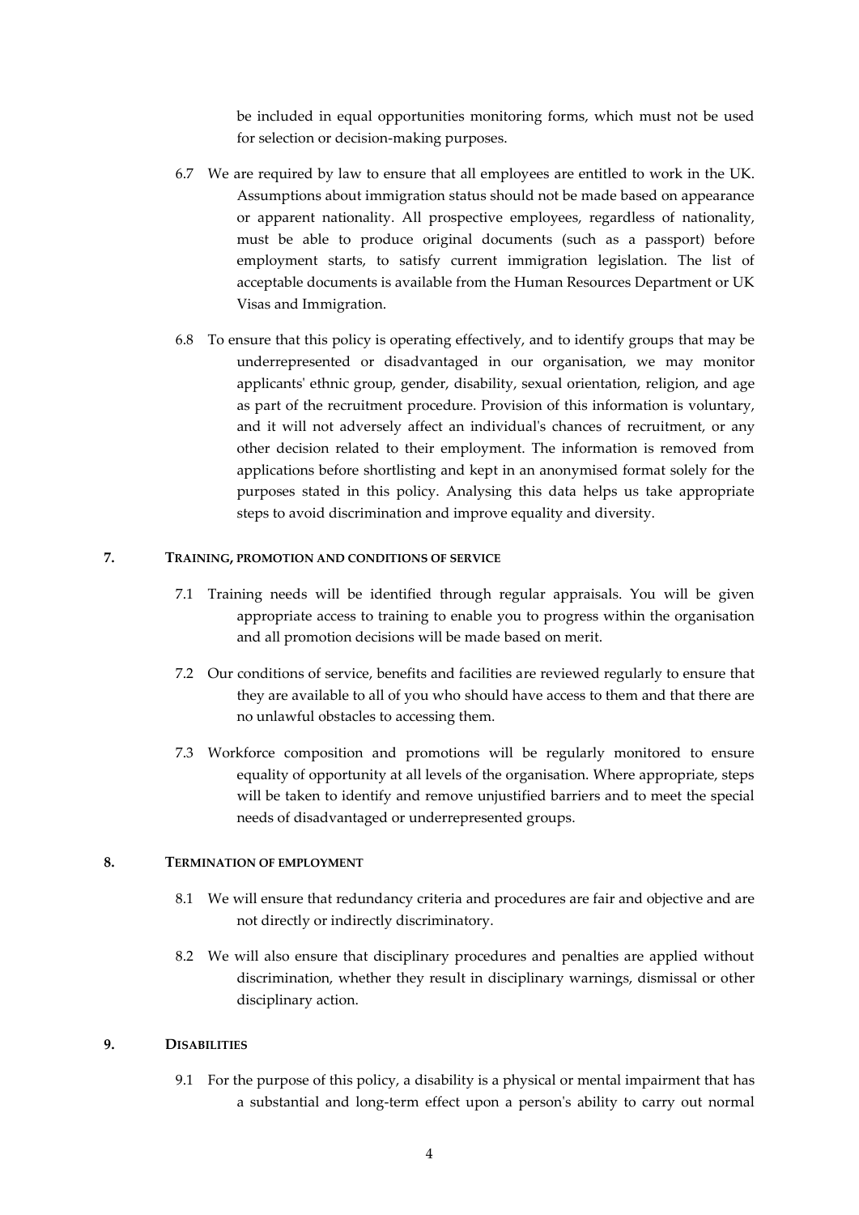be included in equal opportunities monitoring forms, which must not be used for selection or decision-making purposes.

6.7 We are required by law to ensure that all employees are entitled to work in the UK. Assumptions about immigration status should not be made based on appearance or apparent nationality. All prospective employees, regardless of nationality, must be able to produce original documents (such as a passport) before employment starts, to satisfy current immigration legislation. The list of acceptable documents is available from the Human Resources Department or UK Visas and Immigration.

6.8 To ensure that this policy is operating effectively, and to identify groups that may be underrepresented or disadvantaged in our organisation, we may monitor applicants' ethnic group, gender, disability, sexual orientation, religion, and age as part of the recruitment procedure. Provision of this information is voluntary, and it will not adversely affect an individual's chances of recruitment, or any other decision related to their employment. The information is removed from applications before shortlisting and kept in an anonymised format solely for the purposes stated in this policy. Analysing this data helps us take appropriate steps to avoid discrimination and improve equality and diversity.

## 7. TRAINING, PROMOTION AND CONDITIONS OF SERVICE

7.1 Training needs will be identified through regular appraisals. You will be given appropriate access to training to enable you to progress within the organisation and all promotion decisions will be made based on merit.

7.2 Our conditions of service, benefits and facilities are reviewed regularly to ensure that they are available to all of you who should have access to them and that there are no unlawful obstacles to accessing them.

7.3 Workforce composition and promotions will be regularly monitored to ensure equality of opportunity at all levels of the organisation. Where appropriate, steps will be taken to identify and remove unjustified barriers and to meet the special needs of disadvantaged or underrepresented groups.

## 8. TERMINATION OF EMPLOYMENT

8.1 We will ensure that redundancy criteria and procedures are fair and objective and are not directly or indirectly discriminatory.

8.2 We will also ensure that disciplinary procedures and penalties are applied without discrimination, whether they result in disciplinary warnings, dismissal or other disciplinary action.

## 9. DISABILITIES

9.1 For the purpose of this policy, a disability is a physical or mental impairment that has a substantial and long-term effect upon a person's ability to carry out normal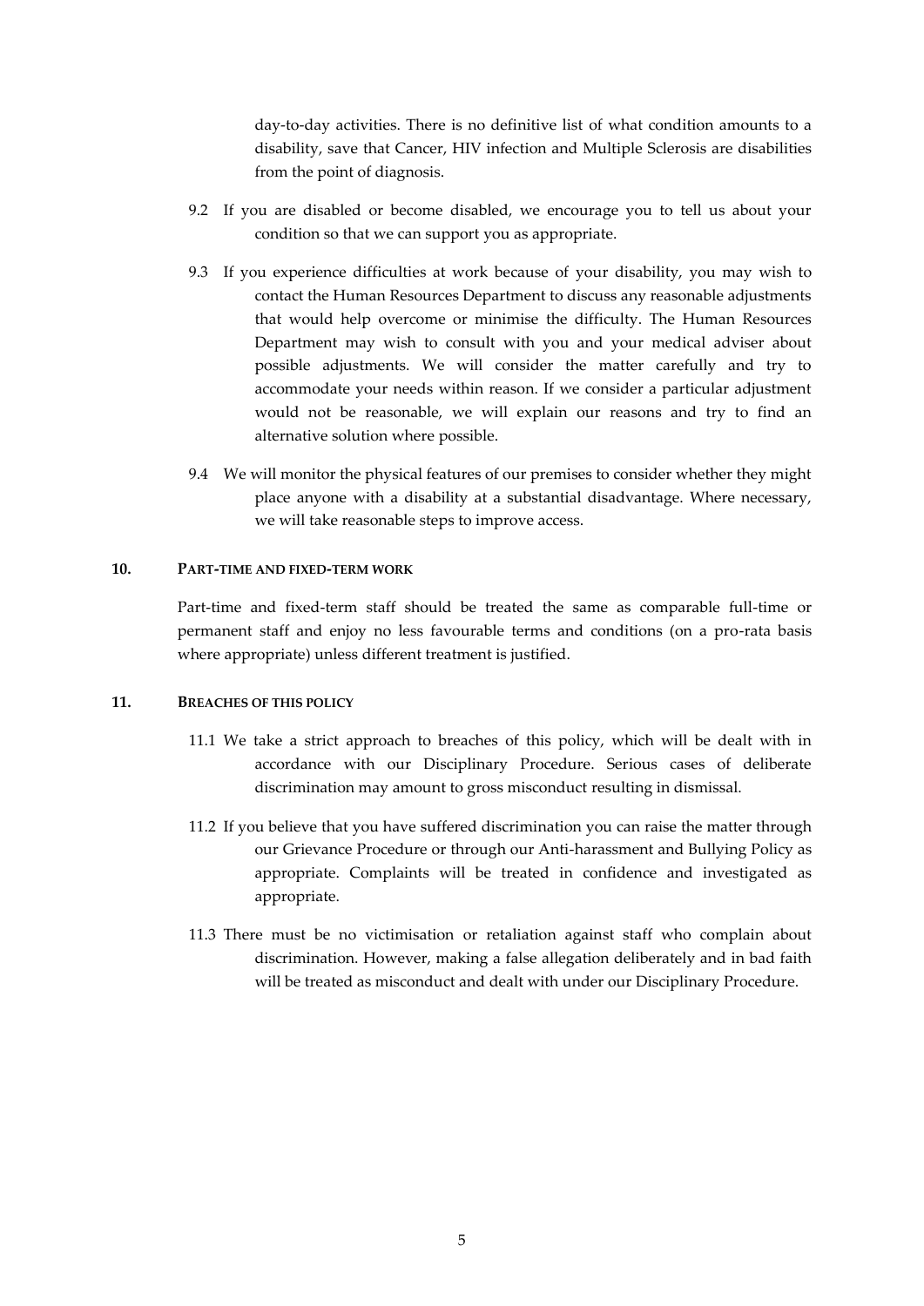day-to-day activities. There is no definitive list of what condition amounts to a disability, save that Cancer, HIV infection and Multiple Sclerosis are disabilities from the point of diagnosis.

9.2 If you are disabled or become disabled, we encourage you to tell us about your condition so that we can support you as appropriate.

9.3 If you experience difficulties at work because of your disability, you may wish to contact the Human Resources Department to discuss any reasonable adjustments that would help overcome or minimise the difficulty. The Human Resources Department may wish to consult with you and your medical adviser about possible adjustments. We will consider the matter carefully and try to accommodate your needs within reason. If we consider a particular adjustment would not be reasonable, we will explain our reasons and try to find an alternative solution where possible.

9.4 We will monitor the physical features of our premises to consider whether they might place anyone with a disability at a substantial disadvantage. Where necessary, we will take reasonable steps to improve access.

## 10. PART-TIME AND FIXED-TERM WORK

Part-time and fixed-term staff should be treated the same as comparable full-time or permanent staff and enjoy no less favourable terms and conditions (on a pro-rata basis where appropriate) unless different treatment is justified.

## 11. BREACHES OF THIS POLICY

11.1 We take a strict approach to breaches of this policy, which will be dealt with in accordance with our Disciplinary Procedure. Serious cases of deliberate discrimination may amount to gross misconduct resulting in dismissal.

11.2 If you believe that you have suffered discrimination you can raise the matter through our Grievance Procedure or through our Anti-harassment and Bullying Policy as appropriate. Complaints will be treated in confidence and investigated as appropriate.

11.3 There must be no victimisation or retaliation against staff who complain about discrimination. However, making a false allegation deliberately and in bad faith will be treated as misconduct and dealt with under our Disciplinary Procedure.